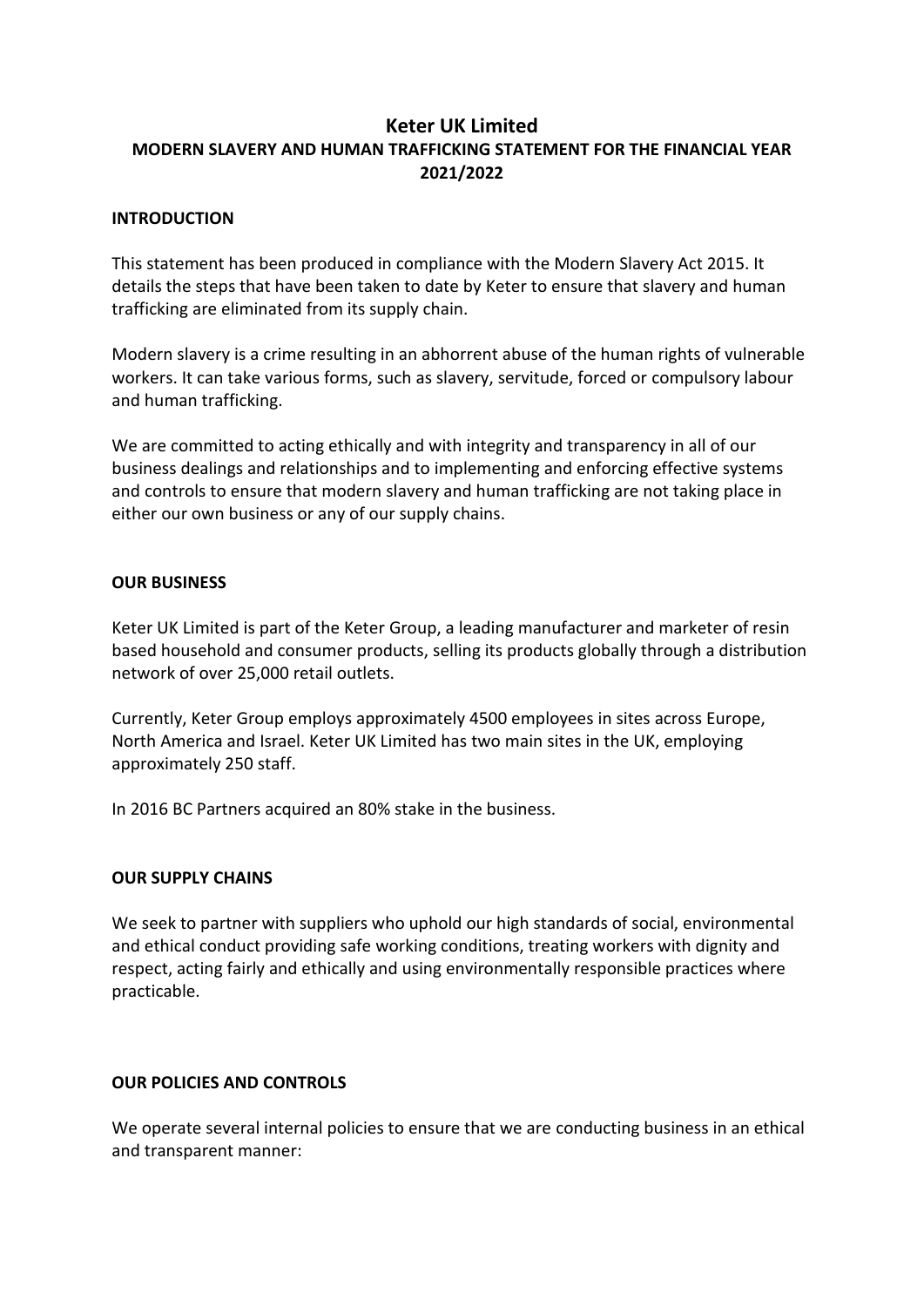# Keter UK Limited

## MODERN SLAVERY AND HUMAN TRAFFICKING STATEMENT FOR THE FINANCIAL YEAR 2021/2022

### INTRODUCTION

This statement has been produced in compliance with the Modern Slavery Act 2015. It details the steps that have been taken to date by Keter to ensure that slavery and human trafficking are eliminated from its supply chain.

Modern slavery is a crime resulting in an abhorrent abuse of the human rights of vulnerable workers. It can take various forms, such as slavery, servitude, forced or compulsory labour and human trafficking.

We are committed to acting ethically and with integrity and transparency in all of our business dealings and relationships and to implementing and enforcing effective systems and controls to ensure that modern slavery and human trafficking are not taking place in either our own business or any of our supply chains.

### OUR BUSINESS

Keter UK Limited is part of the Keter Group, a leading manufacturer and marketer of resin based household and consumer products, selling its products globally through a distribution network of over 25,000 retail outlets.

Currently, Keter Group employs approximately 4500 employees in sites across Europe, North America and Israel. Keter UK Limited has two main sites in the UK, employing approximately 250 staff.

In 2016 BC Partners acquired an 80% stake in the business.

### OUR SUPPLY CHAINS

We seek to partner with suppliers who uphold our high standards of social, environmental and ethical conduct providing safe working conditions, treating workers with dignity and respect, acting fairly and ethically and using environmentally responsible practices where practicable.

### OUR POLICIES AND CONTROLS

We operate several internal policies to ensure that we are conducting business in an ethical and transparent manner: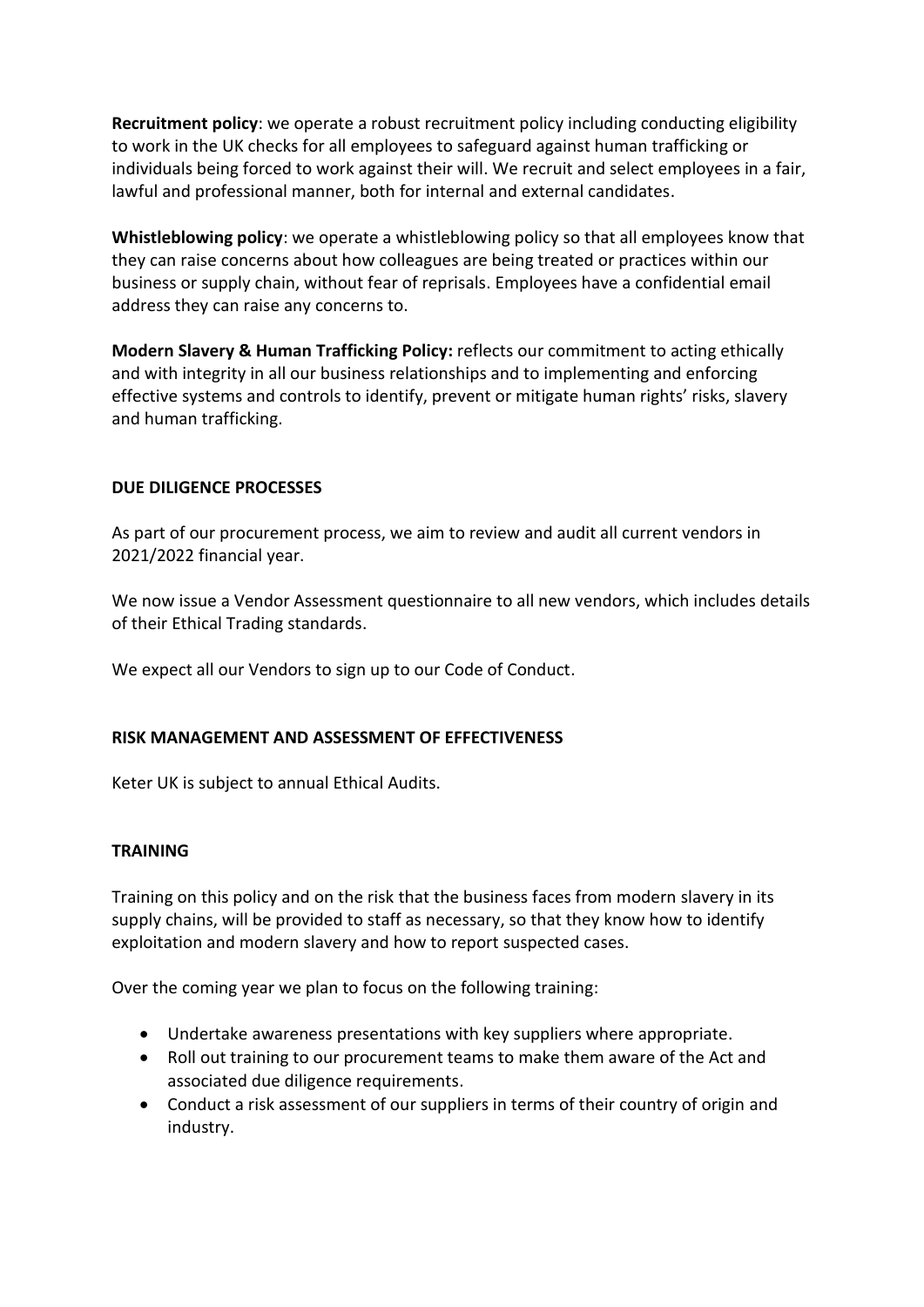**Recruitment policy**: we operate a robust recruitment policy including conducting eligibility to work in the UK checks for all employees to safeguard against human trafficking or individuals being forced to work against their will. We recruit and select employees in a fair, lawful and professional manner, both for internal and external candidates.

**Whistleblowing policy**: we operate a whistleblowing policy so that all employees know that they can raise concerns about how colleagues are being treated or practices within our business or supply chain, without fear of reprisals. Employees have a confidential email address they can raise any concerns to.

**Modern Slavery & Human Trafficking Policy:** reflects our commitment to acting ethically and with integrity in all our business relationships and to implementing and enforcing effective systems and controls to identify, prevent or mitigate human rights' risks, slavery and human trafficking.

## DUE DILIGENCE PROCESSES

As part of our procurement process, we aim to review and audit all current vendors in 2021/2022 financial year.

We now issue a Vendor Assessment questionnaire to all new vendors, which includes details of their Ethical Trading standards.

We expect all our Vendors to sign up to our Code of Conduct.

## RISK MANAGEMENT AND ASSESSMENT OF EFFECTIVENESS

Keter UK is subject to annual Ethical Audits.

## TRAINING

Training on this policy and on the risk that the business faces from modern slavery in its supply chains, will be provided to staff as necessary, so that they know how to identify exploitation and modern slavery and how to report suspected cases.

Over the coming year we plan to focus on the following training:

- Undertake awareness presentations with key suppliers where appropriate.
- Roll out training to our procurement teams to make them aware of the Act and associated due diligence requirements.
- Conduct a risk assessment of our suppliers in terms of their country of origin and industry.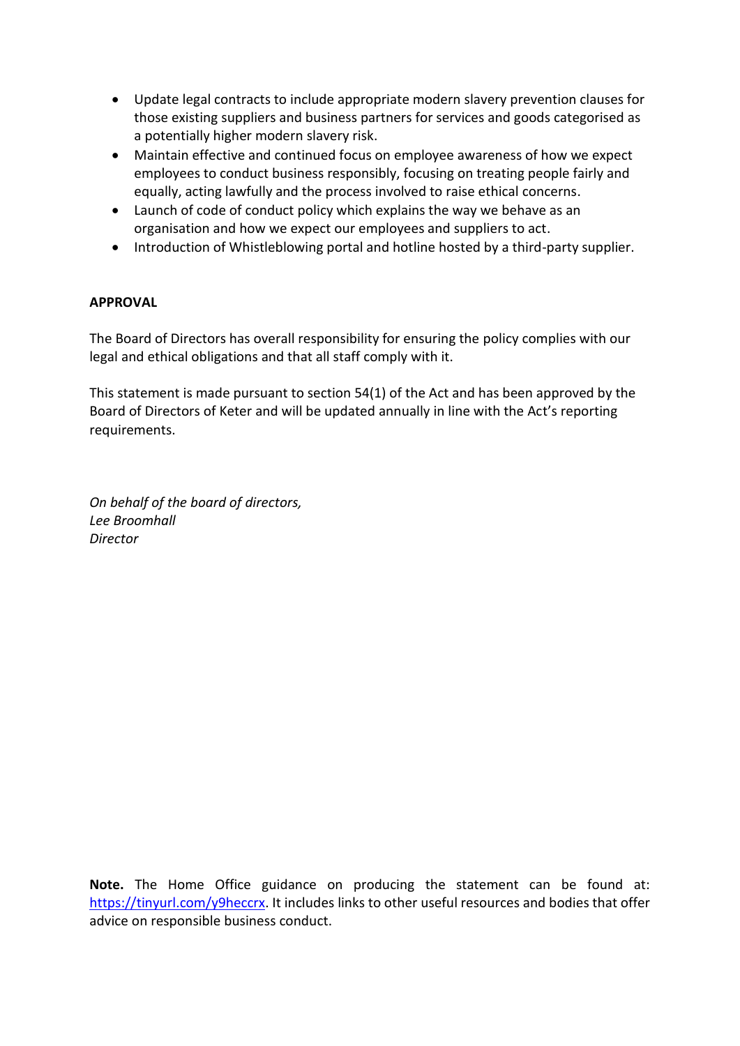- Update legal contracts to include appropriate modern slavery prevention clauses for those existing suppliers and business partners for services and goods categorised as a potentially higher modern slavery risk.
- Maintain effective and continued focus on employee awareness of how we expect employees to conduct business responsibly, focusing on treating people fairly and equally, acting lawfully and the process involved to raise ethical concerns.
- Launch of code of conduct policy which explains the way we behave as an organisation and how we expect our employees and suppliers to act.
- Introduction of Whistleblowing portal and hotline hosted by a third-party supplier.

**APPROVAL**

The Board of Directors has overall responsibility for ensuring the policy complies with our legal and ethical obligations and that all staff comply with it.

This statement is made pursuant to section 54(1) of the Act and has been approved by the Board of Directors of Keter and will be updated annually in line with the Act's reporting requirements.

*On behalf of the board of directors,*
*Lee Broomhall*
*Director*

**Note.** The Home Office guidance on producing the statement can be found at: [https://tinyurl.com/y9heccrx](https://tinyurl.com/y9heccrx). It includes links to other useful resources and bodies that offer advice on responsible business conduct.